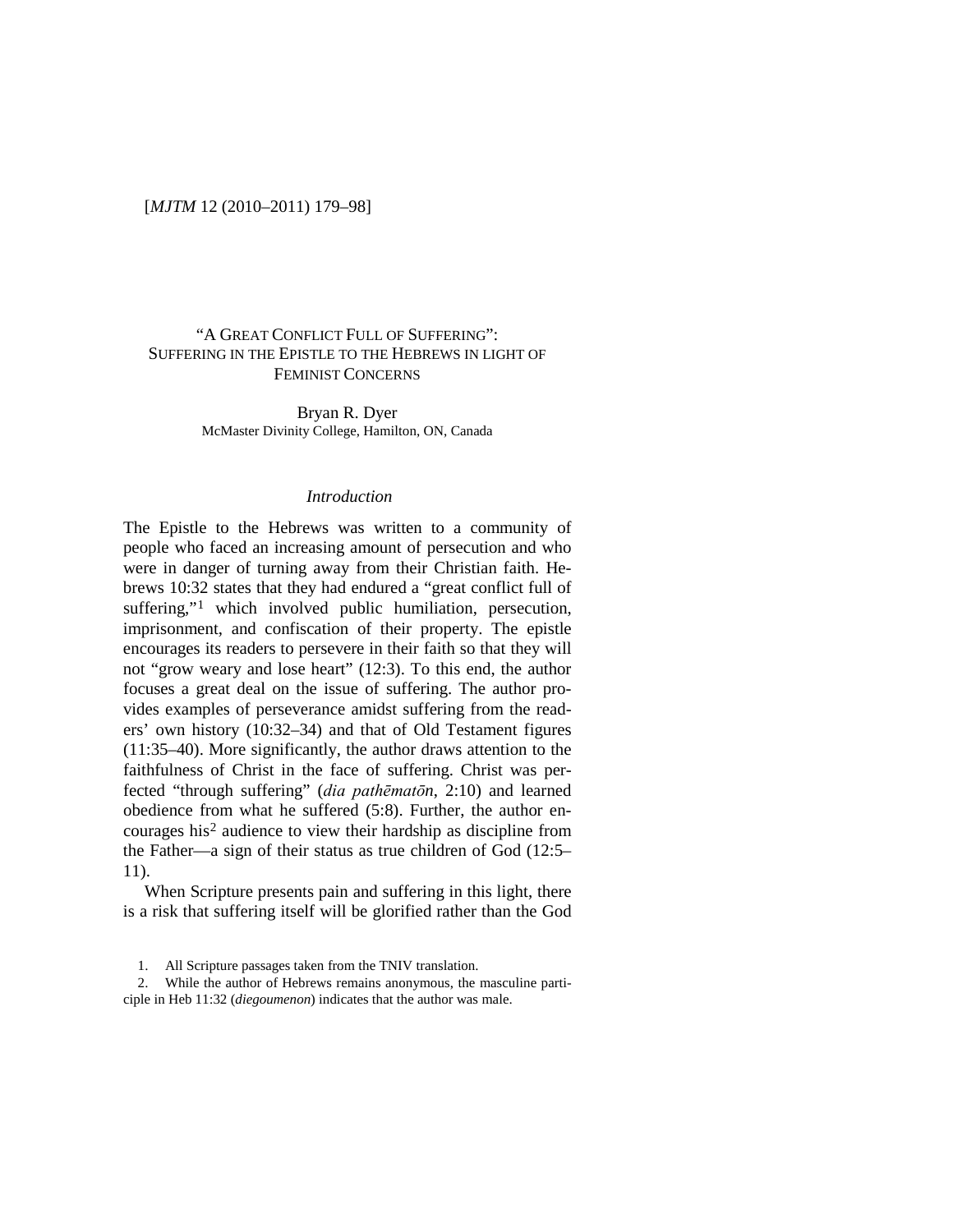# "A Great Conflict Full of Suffering": Suffering in the Epistle to the Hebrews in Light of Feminist Concerns

Bryan R. Dyer
McMaster Divinity College, Hamilton, ON, Canada

## *Introduction*

The Epistle to the Hebrews was written to a community of people who faced an increasing amount of persecution and who were in danger of turning away from their Christian faith. Hebrews 10:32 states that they had endured a "great conflict full of suffering,"[1] which involved public humiliation, persecution, imprisonment, and confiscation of their property. The epistle encourages its readers to persevere in their faith so that they will not "grow weary and lose heart" (12:3). To this end, the author focuses a great deal on the issue of suffering. The author provides examples of perseverance amidst suffering from the readers' own history (10:32–34) and that of Old Testament figures (11:35–40). More significantly, the author draws attention to the faithfulness of Christ in the face of suffering. Christ was perfected "through suffering" (*dia pathēmatōn*, 2:10) and learned obedience from what he suffered (5:8). Further, the author encourages his[2] audience to view their hardship as discipline from the Father—a sign of their status as true children of God (12:5–11).

When Scripture presents pain and suffering in this light, there is a risk that suffering itself will be glorified rather than the God

1. All Scripture passages taken from the TNIV translation.

2. While the author of Hebrews remains anonymous, the masculine participle in Heb 11:32 (*diegoumenon*) indicates that the author was male.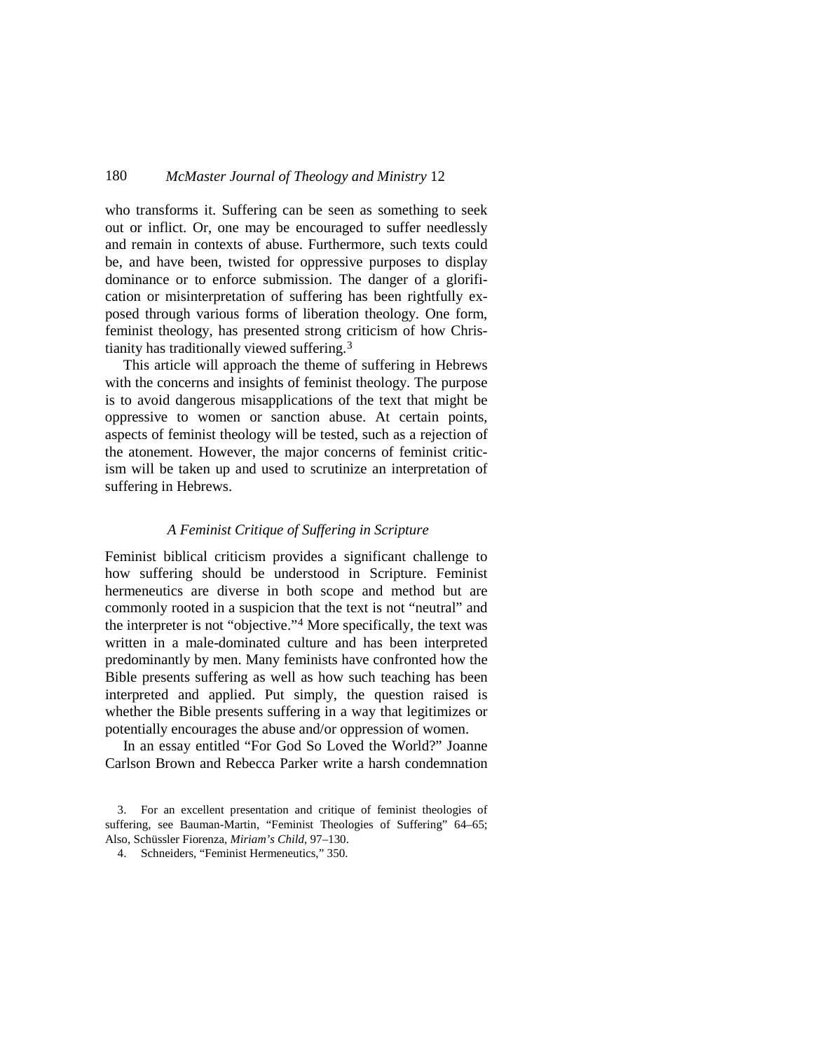who transforms it. Suffering can be seen as something to seek out or inflict. Or, one may be encouraged to suffer needlessly and remain in contexts of abuse. Furthermore, such texts could be, and have been, twisted for oppressive purposes to display dominance or to enforce submission. The danger of a glorification or misinterpretation of suffering has been rightfully exposed through various forms of liberation theology. One form, feminist theology, has presented strong criticism of how Christianity has traditionally viewed suffering.[3]

This article will approach the theme of suffering in Hebrews with the concerns and insights of feminist theology. The purpose is to avoid dangerous misapplications of the text that might be oppressive to women or sanction abuse. At certain points, aspects of feminist theology will be tested, such as a rejection of the atonement. However, the major concerns of feminist criticism will be taken up and used to scrutinize an interpretation of suffering in Hebrews.

### *A Feminist Critique of Suffering in Scripture*

Feminist biblical criticism provides a significant challenge to how suffering should be understood in Scripture. Feminist hermeneutics are diverse in both scope and method but are commonly rooted in a suspicion that the text is not "neutral" and the interpreter is not "objective."[4] More specifically, the text was written in a male-dominated culture and has been interpreted predominantly by men. Many feminists have confronted how the Bible presents suffering as well as how such teaching has been interpreted and applied. Put simply, the question raised is whether the Bible presents suffering in a way that legitimizes or potentially encourages the abuse and/or oppression of women.

In an essay entitled "For God So Loved the World?" Joanne Carlson Brown and Rebecca Parker write a harsh condemnation

3. For an excellent presentation and critique of feminist theologies of suffering, see Bauman-Martin, "Feminist Theologies of Suffering" 64–65; Also, Schüssler Fiorenza, *Miriam's Child*, 97–130.

4. Schneiders, "Feminist Hermeneutics," 350.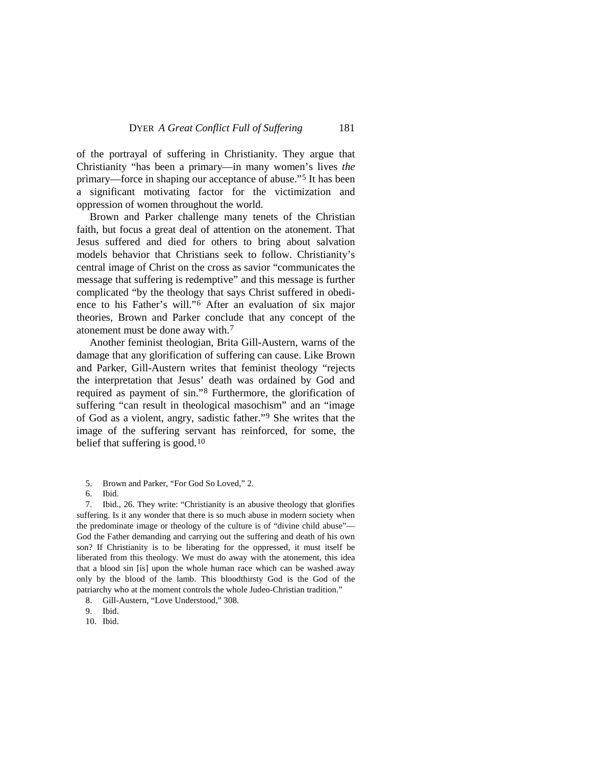of the portrayal of suffering in Christianity. They argue that Christianity "has been a primary—in many women's lives *the* primary—force in shaping our acceptance of abuse."[5] It has been a significant motivating factor for the victimization and oppression of women throughout the world.

Brown and Parker challenge many tenets of the Christian faith, but focus a great deal of attention on the atonement. That Jesus suffered and died for others to bring about salvation models behavior that Christians seek to follow. Christianity's central image of Christ on the cross as savior "communicates the message that suffering is redemptive" and this message is further complicated "by the theology that says Christ suffered in obedience to his Father's will."[6] After an evaluation of six major theories, Brown and Parker conclude that any concept of the atonement must be done away with.[7]

Another feminist theologian, Brita Gill-Austern, warns of the damage that any glorification of suffering can cause. Like Brown and Parker, Gill-Austern writes that feminist theology "rejects the interpretation that Jesus' death was ordained by God and required as payment of sin."[8] Furthermore, the glorification of suffering "can result in theological masochism" and an "image of God as a violent, angry, sadistic father."[9] She writes that the image of the suffering servant has reinforced, for some, the belief that suffering is good.[10]

5. Brown and Parker, "For God So Loved," 2.

6. Ibid.

7. Ibid., 26. They write: "Christianity is an abusive theology that glorifies suffering. Is it any wonder that there is so much abuse in modern society when the predominate image or theology of the culture is of "divine child abuse"—God the Father demanding and carrying out the suffering and death of his own son? If Christianity is to be liberating for the oppressed, it must itself be liberated from this theology. We must do away with the atonement, this idea that a blood sin [is] upon the whole human race which can be washed away only by the blood of the lamb. This bloodthirsty God is the God of the patriarchy who at the moment controls the whole Judeo-Christian tradition."

8. Gill-Austern, "Love Understood," 308.

9. Ibid.

10. Ibid.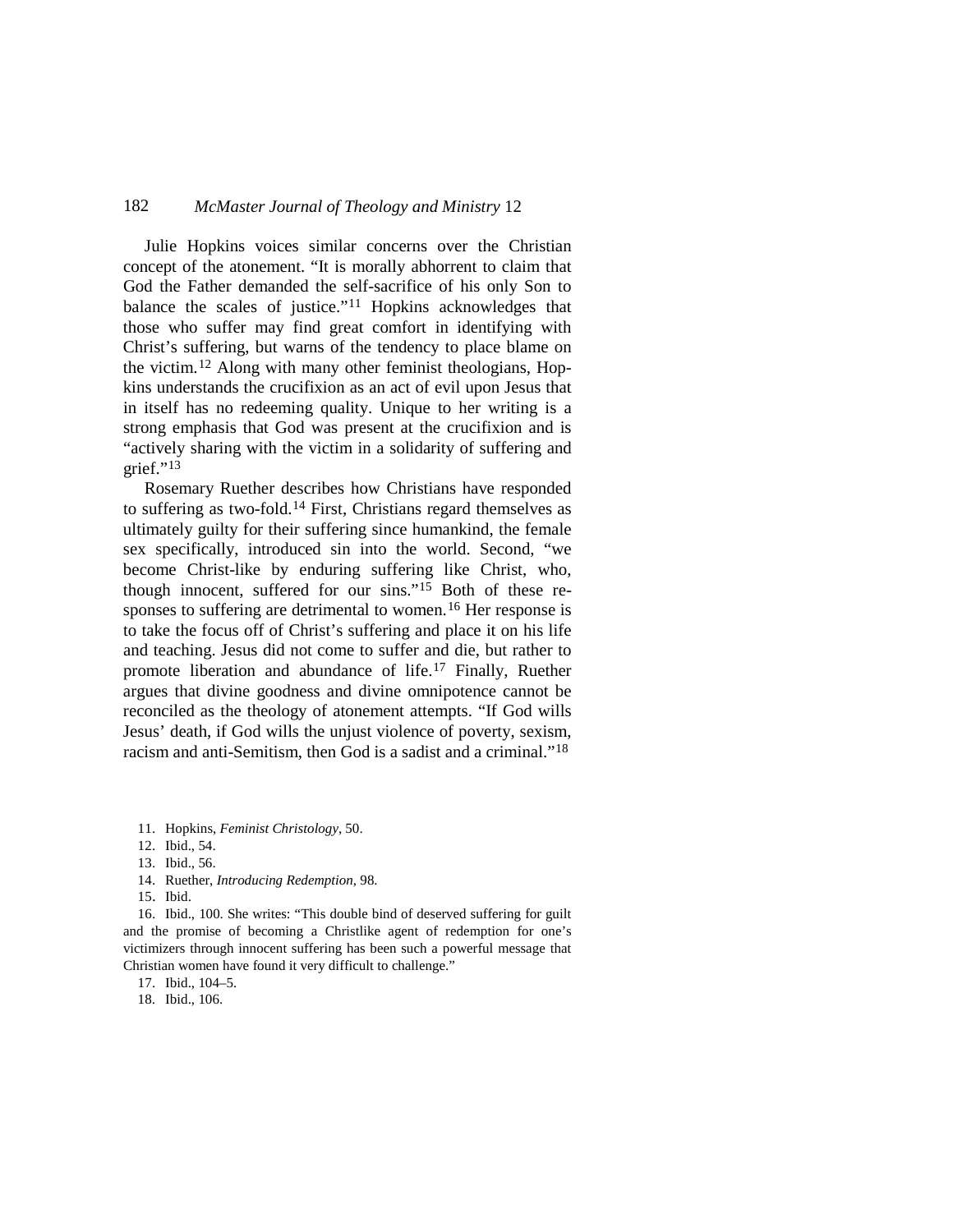Julie Hopkins voices similar concerns over the Christian concept of the atonement. "It is morally abhorrent to claim that God the Father demanded the self-sacrifice of his only Son to balance the scales of justice."[11] Hopkins acknowledges that those who suffer may find great comfort in identifying with Christ's suffering, but warns of the tendency to place blame on the victim.[12] Along with many other feminist theologians, Hopkins understands the crucifixion as an act of evil upon Jesus that in itself has no redeeming quality. Unique to her writing is a strong emphasis that God was present at the crucifixion and is "actively sharing with the victim in a solidarity of suffering and grief."[13]

Rosemary Ruether describes how Christians have responded to suffering as two-fold.[14] First, Christians regard themselves as ultimately guilty for their suffering since humankind, the female sex specifically, introduced sin into the world. Second, "we become Christ-like by enduring suffering like Christ, who, though innocent, suffered for our sins."[15] Both of these responses to suffering are detrimental to women.[16] Her response is to take the focus off of Christ's suffering and place it on his life and teaching. Jesus did not come to suffer and die, but rather to promote liberation and abundance of life.[17] Finally, Ruether argues that divine goodness and divine omnipotence cannot be reconciled as the theology of atonement attempts. "If God wills Jesus' death, if God wills the unjust violence of poverty, sexism, racism and anti-Semitism, then God is a sadist and a criminal."[18]

11. Hopkins, *Feminist Christology*, 50.
12. Ibid., 54.
13. Ibid., 56.
14. Ruether, *Introducing Redemption*, 98.
15. Ibid.
16. Ibid., 100. She writes: "This double bind of deserved suffering for guilt and the promise of becoming a Christlike agent of redemption for one's victimizers through innocent suffering has been such a powerful message that Christian women have found it very difficult to challenge."
17. Ibid., 104–5.
18. Ibid., 106.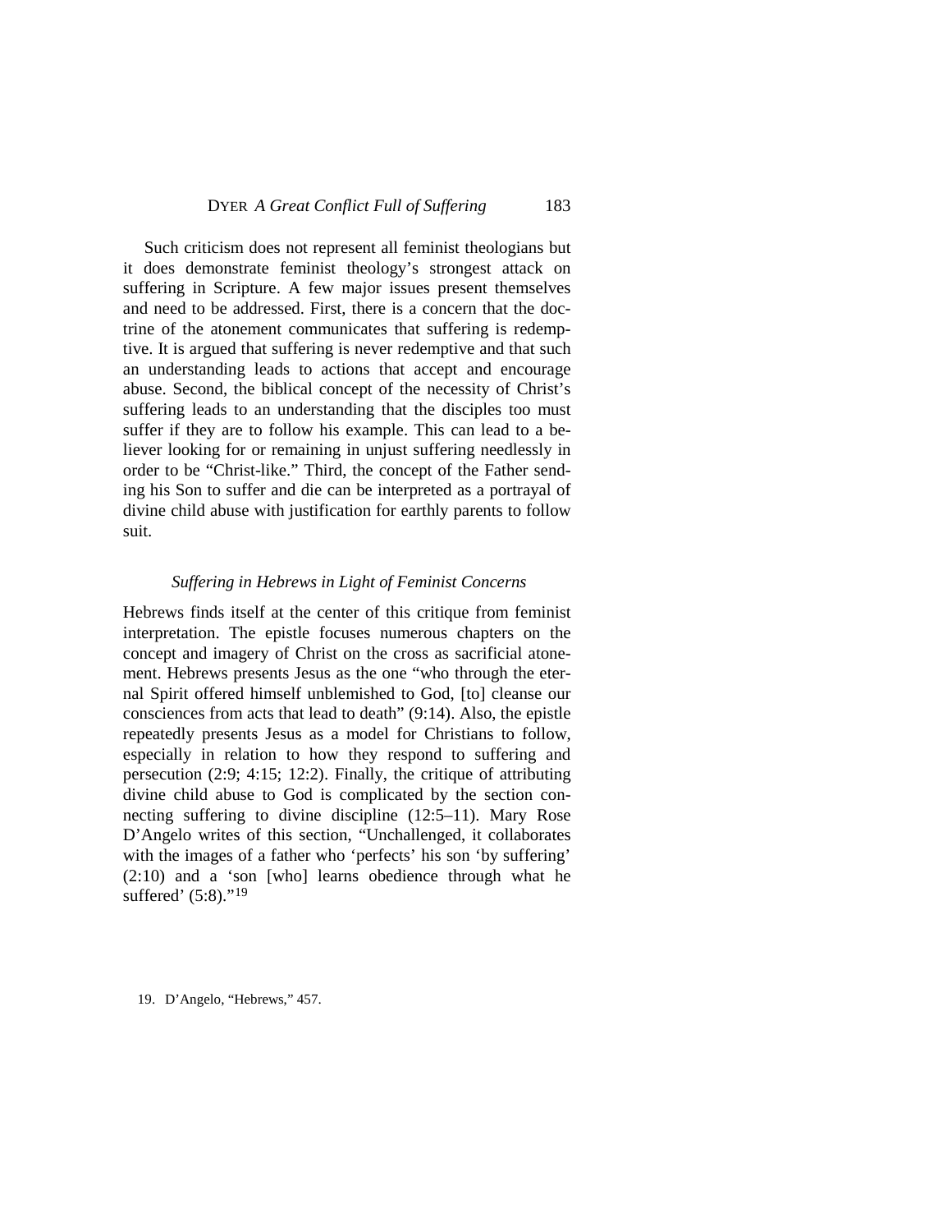Such criticism does not represent all feminist theologians but it does demonstrate feminist theology's strongest attack on suffering in Scripture. A few major issues present themselves and need to be addressed. First, there is a concern that the doctrine of the atonement communicates that suffering is redemptive. It is argued that suffering is never redemptive and that such an understanding leads to actions that accept and encourage abuse. Second, the biblical concept of the necessity of Christ's suffering leads to an understanding that the disciples too must suffer if they are to follow his example. This can lead to a believer looking for or remaining in unjust suffering needlessly in order to be "Christ-like." Third, the concept of the Father sending his Son to suffer and die can be interpreted as a portrayal of divine child abuse with justification for earthly parents to follow suit.

### *Suffering in Hebrews in Light of Feminist Concerns*

Hebrews finds itself at the center of this critique from feminist interpretation. The epistle focuses numerous chapters on the concept and imagery of Christ on the cross as sacrificial atonement. Hebrews presents Jesus as the one "who through the eternal Spirit offered himself unblemished to God, [to] cleanse our consciences from acts that lead to death" (9:14). Also, the epistle repeatedly presents Jesus as a model for Christians to follow, especially in relation to how they respond to suffering and persecution (2:9; 4:15; 12:2). Finally, the critique of attributing divine child abuse to God is complicated by the section connecting suffering to divine discipline (12:5–11). Mary Rose D'Angelo writes of this section, "Unchallenged, it collaborates with the images of a father who 'perfects' his son 'by suffering' (2:10) and a 'son [who] learns obedience through what he suffered' (5:8)."[19]

19. D'Angelo, "Hebrews," 457.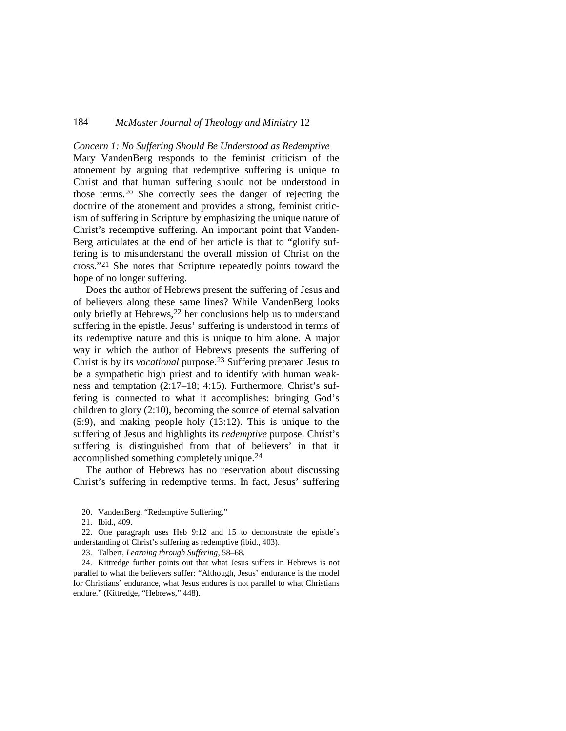*Concern 1: No Suffering Should Be Understood as Redemptive*

Mary VandenBerg responds to the feminist criticism of the atonement by arguing that redemptive suffering is unique to Christ and that human suffering should not be understood in those terms.[20] She correctly sees the danger of rejecting the doctrine of the atonement and provides a strong, feminist criticism of suffering in Scripture by emphasizing the unique nature of Christ's redemptive suffering. An important point that VandenBerg articulates at the end of her article is that to "glorify suffering is to misunderstand the overall mission of Christ on the cross."[21] She notes that Scripture repeatedly points toward the hope of no longer suffering.

Does the author of Hebrews present the suffering of Jesus and of believers along these same lines? While VandenBerg looks only briefly at Hebrews,[22] her conclusions help us to understand suffering in the epistle. Jesus' suffering is understood in terms of its redemptive nature and this is unique to him alone. A major way in which the author of Hebrews presents the suffering of Christ is by its *vocational* purpose.[23] Suffering prepared Jesus to be a sympathetic high priest and to identify with human weakness and temptation (2:17–18; 4:15). Furthermore, Christ's suffering is connected to what it accomplishes: bringing God's children to glory (2:10), becoming the source of eternal salvation (5:9), and making people holy (13:12). This is unique to the suffering of Jesus and highlights its *redemptive* purpose. Christ's suffering is distinguished from that of believers' in that it accomplished something completely unique.[24]

The author of Hebrews has no reservation about discussing Christ's suffering in redemptive terms. In fact, Jesus' suffering

20. VandenBerg, "Redemptive Suffering."

21. Ibid., 409.

22. One paragraph uses Heb 9:12 and 15 to demonstrate the epistle's understanding of Christ's suffering as redemptive (ibid., 403).

23. Talbert, *Learning through Suffering*, 58–68.

24. Kittredge further points out that what Jesus suffers in Hebrews is not parallel to what the believers suffer: "Although, Jesus' endurance is the model for Christians' endurance, what Jesus endures is not parallel to what Christians endure." (Kittredge, "Hebrews," 448).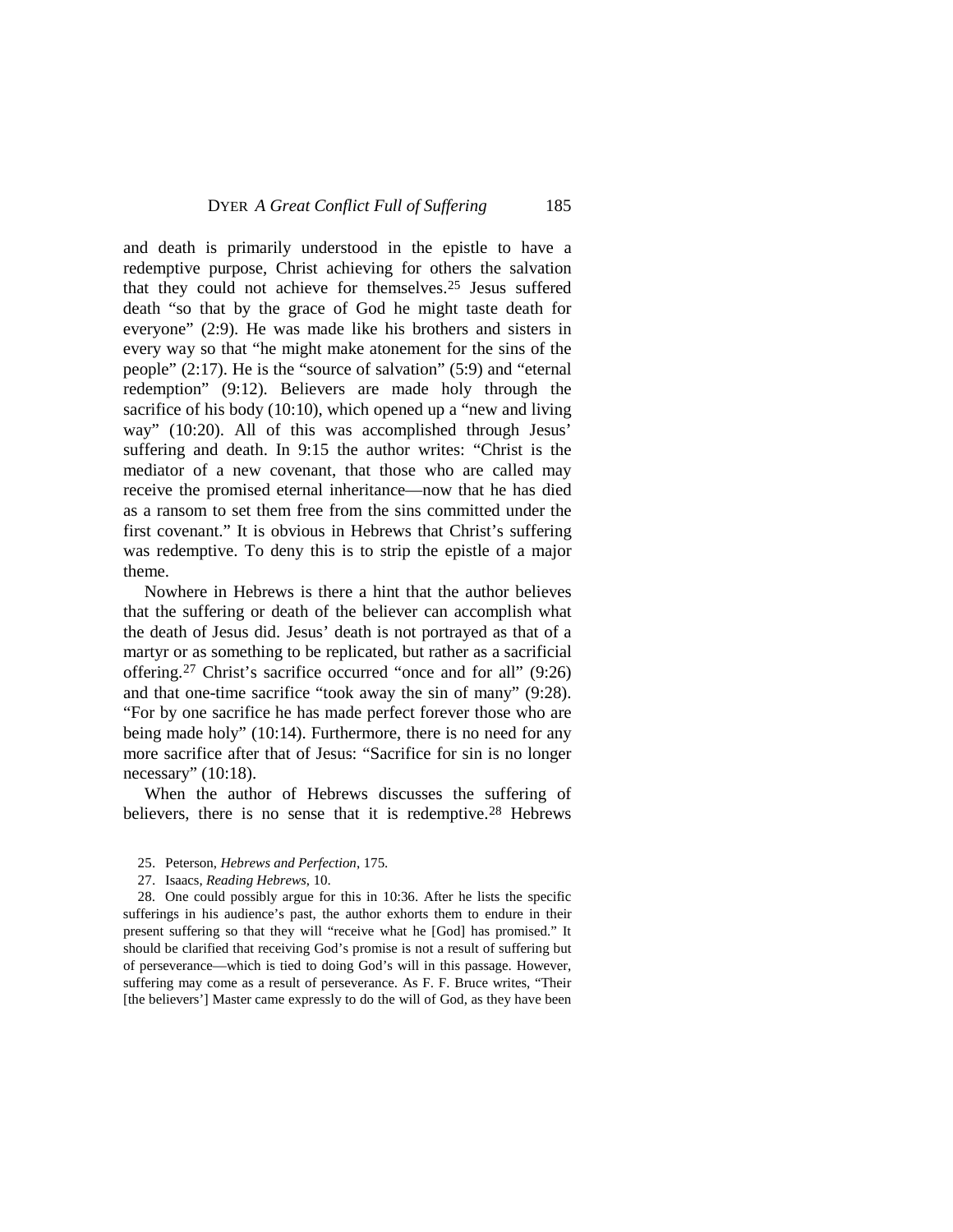and death is primarily understood in the epistle to have a redemptive purpose, Christ achieving for others the salvation that they could not achieve for themselves.[25] Jesus suffered death "so that by the grace of God he might taste death for everyone" (2:9). He was made like his brothers and sisters in every way so that "he might make atonement for the sins of the people" (2:17). He is the "source of salvation" (5:9) and "eternal redemption" (9:12). Believers are made holy through the sacrifice of his body (10:10), which opened up a "new and living way" (10:20). All of this was accomplished through Jesus' suffering and death. In 9:15 the author writes: "Christ is the mediator of a new covenant, that those who are called may receive the promised eternal inheritance—now that he has died as a ransom to set them free from the sins committed under the first covenant." It is obvious in Hebrews that Christ's suffering was redemptive. To deny this is to strip the epistle of a major theme.

Nowhere in Hebrews is there a hint that the author believes that the suffering or death of the believer can accomplish what the death of Jesus did. Jesus' death is not portrayed as that of a martyr or as something to be replicated, but rather as a sacrificial offering.[27] Christ's sacrifice occurred "once and for all" (9:26) and that one-time sacrifice "took away the sin of many" (9:28). "For by one sacrifice he has made perfect forever those who are being made holy" (10:14). Furthermore, there is no need for any more sacrifice after that of Jesus: "Sacrifice for sin is no longer necessary" (10:18).

When the author of Hebrews discusses the suffering of believers, there is no sense that it is redemptive.[28] Hebrews

25. Peterson, *Hebrews and Perfection*, 175.

27. Isaacs, *Reading Hebrews*, 10.

28. One could possibly argue for this in 10:36. After he lists the specific sufferings in his audience's past, the author exhorts them to endure in their present suffering so that they will "receive what he [God] has promised." It should be clarified that receiving God's promise is not a result of suffering but of perseverance—which is tied to doing God's will in this passage. However, suffering may come as a result of perseverance. As F. F. Bruce writes, "Their [the believers'] Master came expressly to do the will of God, as they have been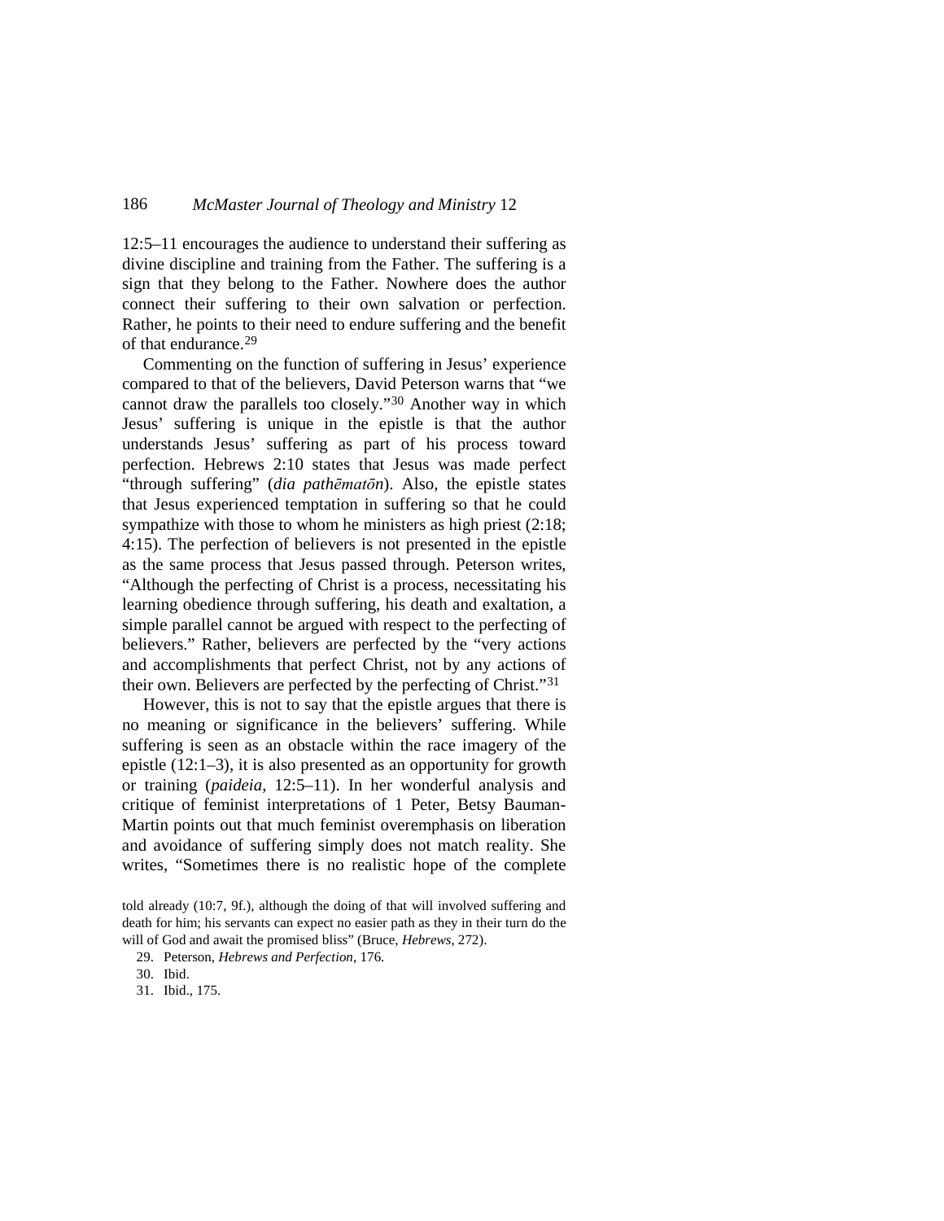12:5–11 encourages the audience to understand their suffering as divine discipline and training from the Father. The suffering is a sign that they belong to the Father. Nowhere does the author connect their suffering to their own salvation or perfection. Rather, he points to their need to endure suffering and the benefit of that endurance.[29]

Commenting on the function of suffering in Jesus' experience compared to that of the believers, David Peterson warns that "we cannot draw the parallels too closely."[30] Another way in which Jesus' suffering is unique in the epistle is that the author understands Jesus' suffering as part of his process toward perfection. Hebrews 2:10 states that Jesus was made perfect "through suffering" (*dia pathēmatōn*). Also, the epistle states that Jesus experienced temptation in suffering so that he could sympathize with those to whom he ministers as high priest (2:18; 4:15). The perfection of believers is not presented in the epistle as the same process that Jesus passed through. Peterson writes, "Although the perfecting of Christ is a process, necessitating his learning obedience through suffering, his death and exaltation, a simple parallel cannot be argued with respect to the perfecting of believers." Rather, believers are perfected by the "very actions and accomplishments that perfect Christ, not by any actions of their own. Believers are perfected by the perfecting of Christ."[31]

However, this is not to say that the epistle argues that there is no meaning or significance in the believers' suffering. While suffering is seen as an obstacle within the race imagery of the epistle (12:1–3), it is also presented as an opportunity for growth or training (*paideia*, 12:5–11). In her wonderful analysis and critique of feminist interpretations of 1 Peter, Betsy Bauman-Martin points out that much feminist overemphasis on liberation and avoidance of suffering simply does not match reality. She writes, "Sometimes there is no realistic hope of the complete

told already (10:7, 9f.), although the doing of that will involved suffering and death for him; his servants can expect no easier path as they in their turn do the will of God and await the promised bliss" (Bruce, *Hebrews*, 272).

29. Peterson, *Hebrews and Perfection*, 176.

30. Ibid.

31. Ibid., 175.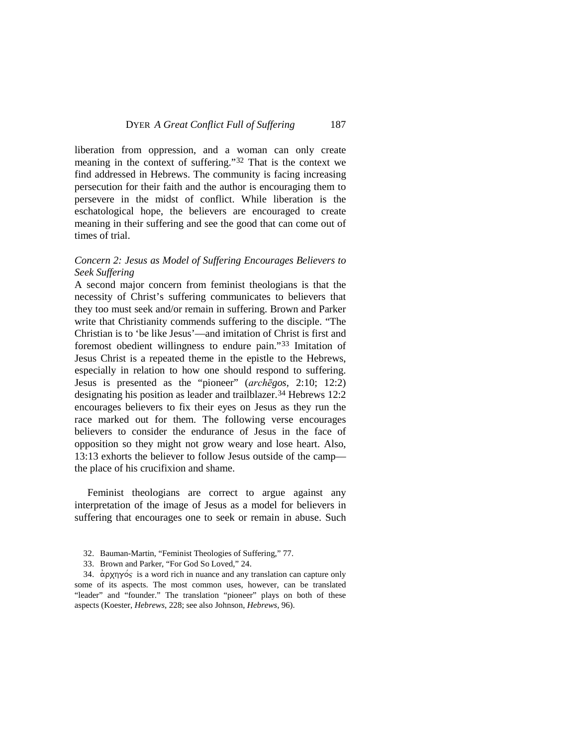liberation from oppression, and a woman can only create meaning in the context of suffering."[32] That is the context we find addressed in Hebrews. The community is facing increasing persecution for their faith and the author is encouraging them to persevere in the midst of conflict. While liberation is the eschatological hope, the believers are encouraged to create meaning in their suffering and see the good that can come out of times of trial.

### *Concern 2: Jesus as Model of Suffering Encourages Believers to Seek Suffering*

A second major concern from feminist theologians is that the necessity of Christ's suffering communicates to believers that they too must seek and/or remain in suffering. Brown and Parker write that Christianity commends suffering to the disciple. "The Christian is to 'be like Jesus'—and imitation of Christ is first and foremost obedient willingness to endure pain."[33] Imitation of Jesus Christ is a repeated theme in the epistle to the Hebrews, especially in relation to how one should respond to suffering. Jesus is presented as the "pioneer" (*archēgos*, 2:10; 12:2) designating his position as leader and trailblazer.[34] Hebrews 12:2 encourages believers to fix their eyes on Jesus as they run the race marked out for them. The following verse encourages believers to consider the endurance of Jesus in the face of opposition so they might not grow weary and lose heart. Also, 13:13 exhorts the believer to follow Jesus outside of the camp—the place of his crucifixion and shame.

Feminist theologians are correct to argue against any interpretation of the image of Jesus as a model for believers in suffering that encourages one to seek or remain in abuse. Such

32. Bauman-Martin, "Feminist Theologies of Suffering," 77.

33. Brown and Parker, "For God So Loved," 24.

34. ἀρχηγός is a word rich in nuance and any translation can capture only some of its aspects. The most common uses, however, can be translated "leader" and "founder." The translation "pioneer" plays on both of these aspects (Koester, *Hebrews*, 228; see also Johnson, *Hebrews*, 96).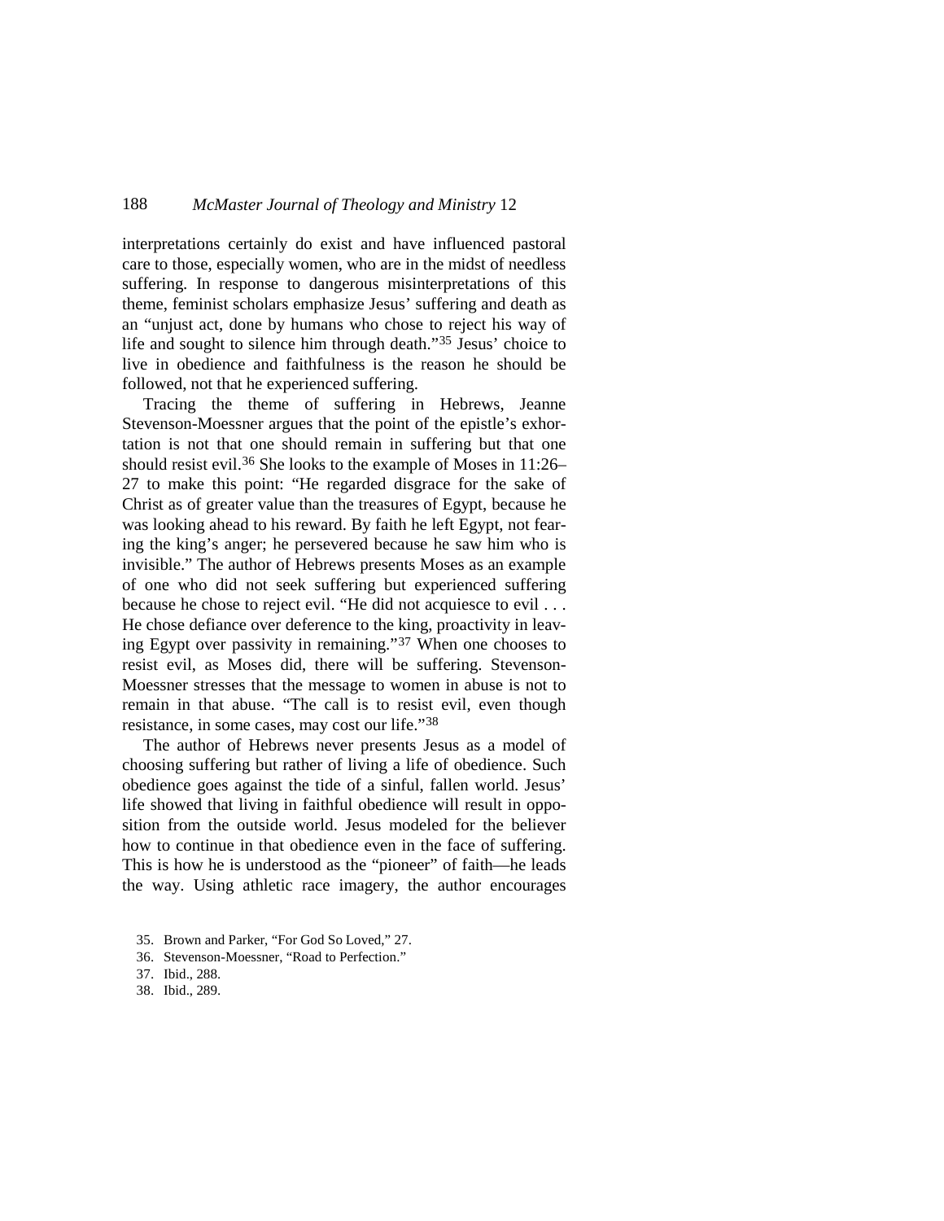interpretations certainly do exist and have influenced pastoral care to those, especially women, who are in the midst of needless suffering. In response to dangerous misinterpretations of this theme, feminist scholars emphasize Jesus' suffering and death as an "unjust act, done by humans who chose to reject his way of life and sought to silence him through death."[35] Jesus' choice to live in obedience and faithfulness is the reason he should be followed, not that he experienced suffering.

Tracing the theme of suffering in Hebrews, Jeanne Stevenson-Moessner argues that the point of the epistle's exhortation is not that one should remain in suffering but that one should resist evil.[36] She looks to the example of Moses in 11:26–27 to make this point: "He regarded disgrace for the sake of Christ as of greater value than the treasures of Egypt, because he was looking ahead to his reward. By faith he left Egypt, not fearing the king's anger; he persevered because he saw him who is invisible." The author of Hebrews presents Moses as an example of one who did not seek suffering but experienced suffering because he chose to reject evil. "He did not acquiesce to evil . . . He chose defiance over deference to the king, proactivity in leaving Egypt over passivity in remaining."[37] When one chooses to resist evil, as Moses did, there will be suffering. Stevenson-Moessner stresses that the message to women in abuse is not to remain in that abuse. "The call is to resist evil, even though resistance, in some cases, may cost our life."[38]

The author of Hebrews never presents Jesus as a model of choosing suffering but rather of living a life of obedience. Such obedience goes against the tide of a sinful, fallen world. Jesus' life showed that living in faithful obedience will result in opposition from the outside world. Jesus modeled for the believer how to continue in that obedience even in the face of suffering. This is how he is understood as the "pioneer" of faith—he leads the way. Using athletic race imagery, the author encourages

35. Brown and Parker, "For God So Loved," 27.
36. Stevenson-Moessner, "Road to Perfection."
37. Ibid., 288.
38. Ibid., 289.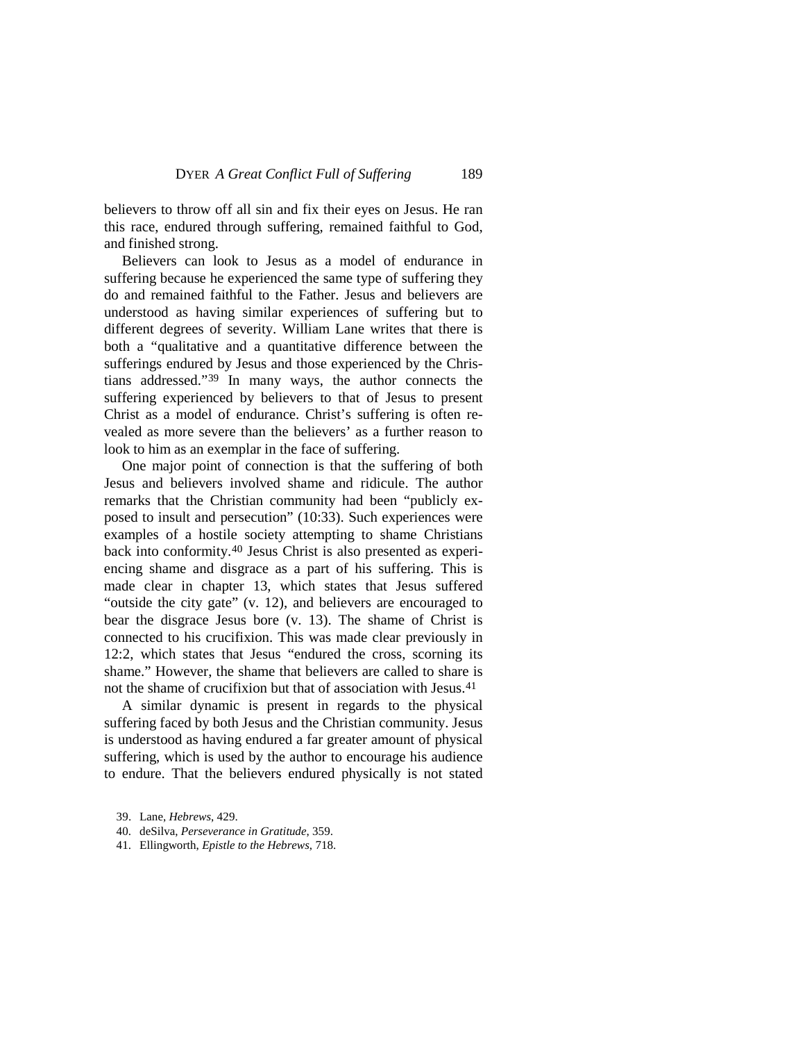believers to throw off all sin and fix their eyes on Jesus. He ran this race, endured through suffering, remained faithful to God, and finished strong.

Believers can look to Jesus as a model of endurance in suffering because he experienced the same type of suffering they do and remained faithful to the Father. Jesus and believers are understood as having similar experiences of suffering but to different degrees of severity. William Lane writes that there is both a "qualitative and a quantitative difference between the sufferings endured by Jesus and those experienced by the Christians addressed."[39] In many ways, the author connects the suffering experienced by believers to that of Jesus to present Christ as a model of endurance. Christ's suffering is often revealed as more severe than the believers' as a further reason to look to him as an exemplar in the face of suffering.

One major point of connection is that the suffering of both Jesus and believers involved shame and ridicule. The author remarks that the Christian community had been "publicly exposed to insult and persecution" (10:33). Such experiences were examples of a hostile society attempting to shame Christians back into conformity.[40] Jesus Christ is also presented as experiencing shame and disgrace as a part of his suffering. This is made clear in chapter 13, which states that Jesus suffered "outside the city gate" (v. 12), and believers are encouraged to bear the disgrace Jesus bore (v. 13). The shame of Christ is connected to his crucifixion. This was made clear previously in 12:2, which states that Jesus "endured the cross, scorning its shame." However, the shame that believers are called to share is not the shame of crucifixion but that of association with Jesus.[41]

A similar dynamic is present in regards to the physical suffering faced by both Jesus and the Christian community. Jesus is understood as having endured a far greater amount of physical suffering, which is used by the author to encourage his audience to endure. That the believers endured physically is not stated

39. Lane, *Hebrews*, 429.

40. deSilva, *Perseverance in Gratitude*, 359.

41. Ellingworth, *Epistle to the Hebrews*, 718.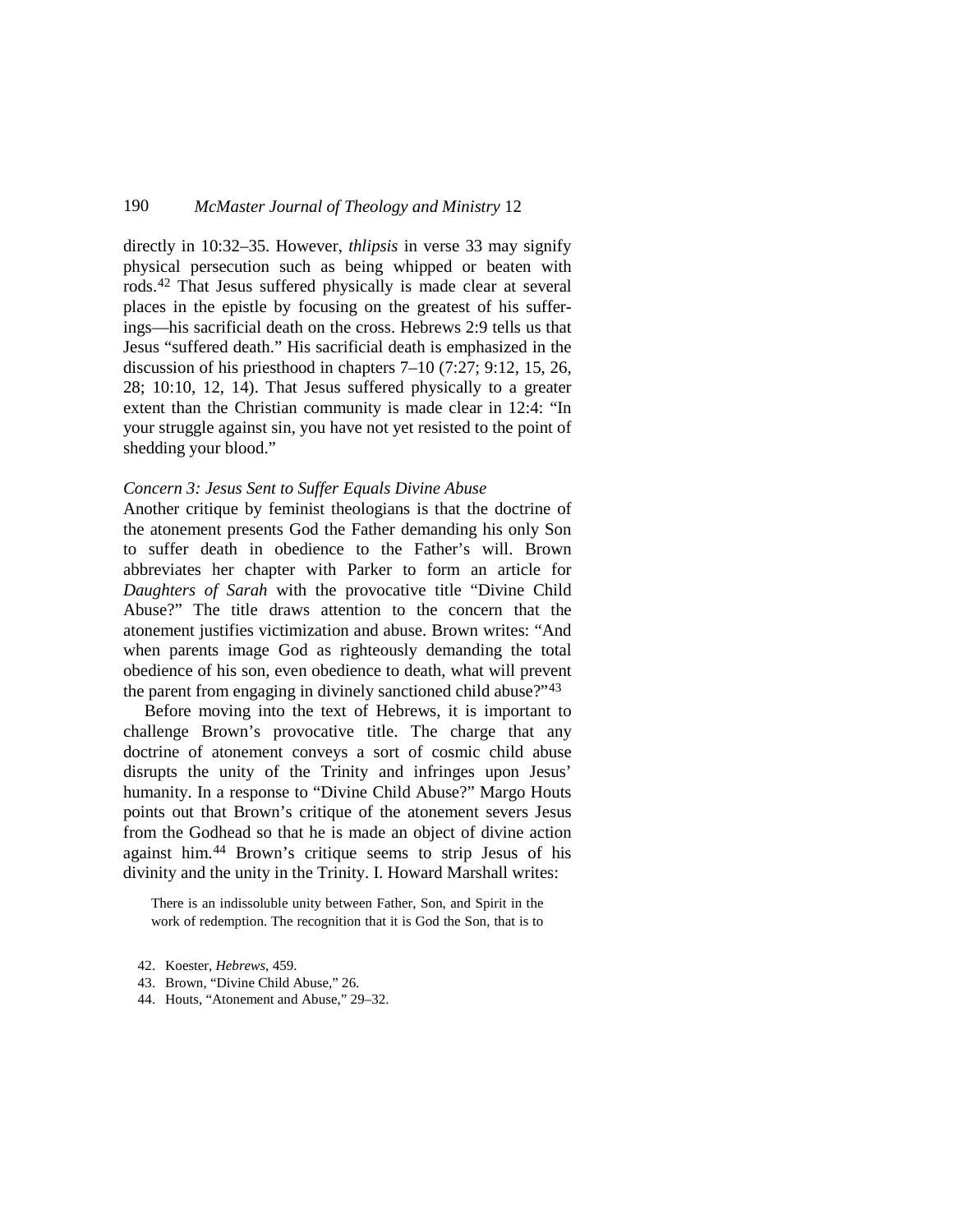directly in 10:32–35. However, *thlipsis* in verse 33 may signify physical persecution such as being whipped or beaten with rods.[42] That Jesus suffered physically is made clear at several places in the epistle by focusing on the greatest of his sufferings—his sacrificial death on the cross. Hebrews 2:9 tells us that Jesus "suffered death." His sacrificial death is emphasized in the discussion of his priesthood in chapters 7–10 (7:27; 9:12, 15, 26, 28; 10:10, 12, 14). That Jesus suffered physically to a greater extent than the Christian community is made clear in 12:4: "In your struggle against sin, you have not yet resisted to the point of shedding your blood."

### *Concern 3: Jesus Sent to Suffer Equals Divine Abuse*

Another critique by feminist theologians is that the doctrine of the atonement presents God the Father demanding his only Son to suffer death in obedience to the Father's will. Brown abbreviates her chapter with Parker to form an article for *Daughters of Sarah* with the provocative title "Divine Child Abuse?" The title draws attention to the concern that the atonement justifies victimization and abuse. Brown writes: "And when parents image God as righteously demanding the total obedience of his son, even obedience to death, what will prevent the parent from engaging in divinely sanctioned child abuse?"[43]

Before moving into the text of Hebrews, it is important to challenge Brown's provocative title. The charge that any doctrine of atonement conveys a sort of cosmic child abuse disrupts the unity of the Trinity and infringes upon Jesus' humanity. In a response to "Divine Child Abuse?" Margo Houts points out that Brown's critique of the atonement severs Jesus from the Godhead so that he is made an object of divine action against him.[44] Brown's critique seems to strip Jesus of his divinity and the unity in the Trinity. I. Howard Marshall writes:

> There is an indissoluble unity between Father, Son, and Spirit in the work of redemption. The recognition that it is God the Son, that is to

42. Koester, *Hebrews*, 459.
43. Brown, "Divine Child Abuse," 26.
44. Houts, "Atonement and Abuse," 29–32.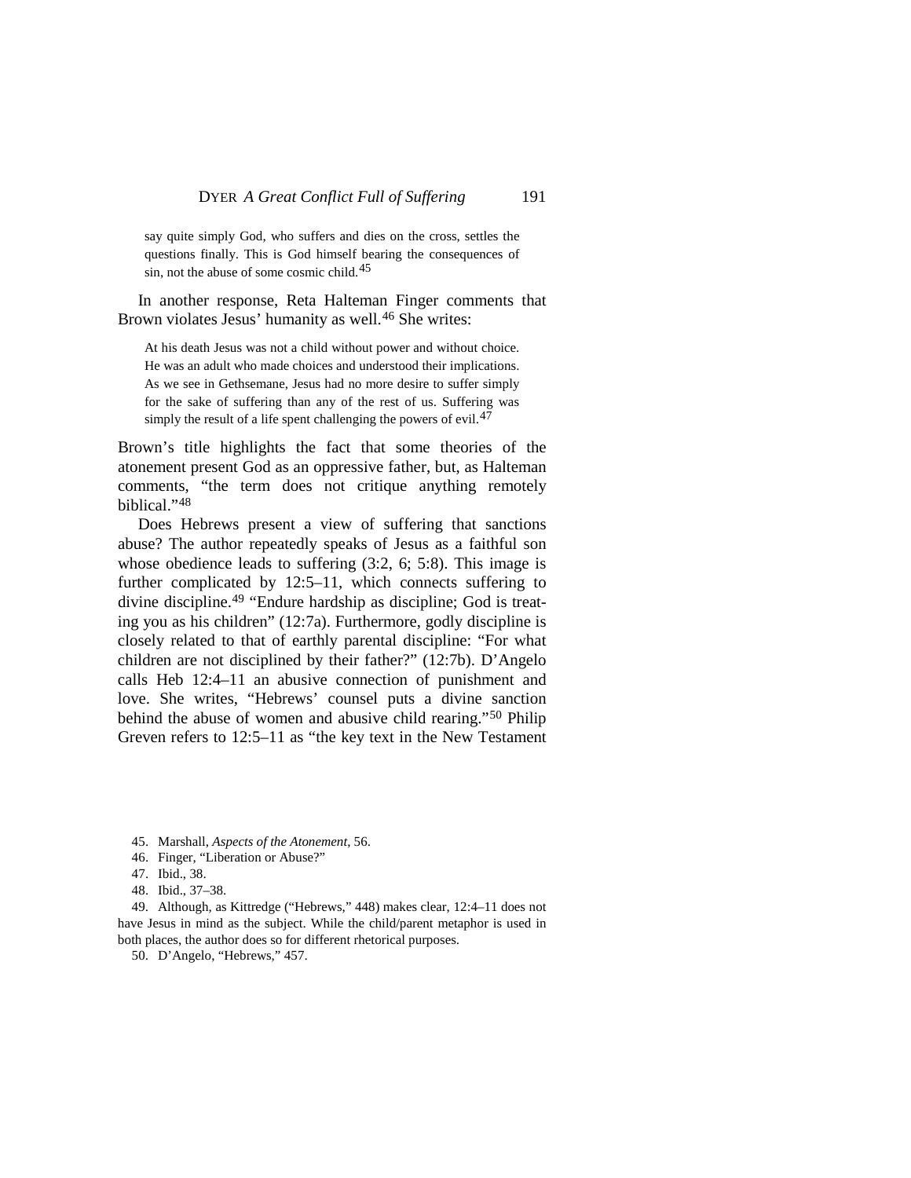> say quite simply God, who suffers and dies on the cross, settles the questions finally. This is God himself bearing the consequences of sin, not the abuse of some cosmic child.[45]

In another response, Reta Halteman Finger comments that Brown violates Jesus' humanity as well.[46] She writes:

> At his death Jesus was not a child without power and without choice. He was an adult who made choices and understood their implications. As we see in Gethsemane, Jesus had no more desire to suffer simply for the sake of suffering than any of the rest of us. Suffering was simply the result of a life spent challenging the powers of evil.[47]

Brown's title highlights the fact that some theories of the atonement present God as an oppressive father, but, as Halteman comments, "the term does not critique anything remotely biblical."[48]

Does Hebrews present a view of suffering that sanctions abuse? The author repeatedly speaks of Jesus as a faithful son whose obedience leads to suffering (3:2, 6; 5:8). This image is further complicated by 12:5–11, which connects suffering to divine discipline.[49] "Endure hardship as discipline; God is treating you as his children" (12:7a). Furthermore, godly discipline is closely related to that of earthly parental discipline: "For what children are not disciplined by their father?" (12:7b). D'Angelo calls Heb 12:4–11 an abusive connection of punishment and love. She writes, "Hebrews' counsel puts a divine sanction behind the abuse of women and abusive child rearing."[50] Philip Greven refers to 12:5–11 as "the key text in the New Testament

---

45. Marshall, *Aspects of the Atonement*, 56.

46. Finger, "Liberation or Abuse?"

47. Ibid., 38.

48. Ibid., 37–38.

49. Although, as Kittredge ("Hebrews," 448) makes clear, 12:4–11 does not have Jesus in mind as the subject. While the child/parent metaphor is used in both places, the author does so for different rhetorical purposes.

50. D'Angelo, "Hebrews," 457.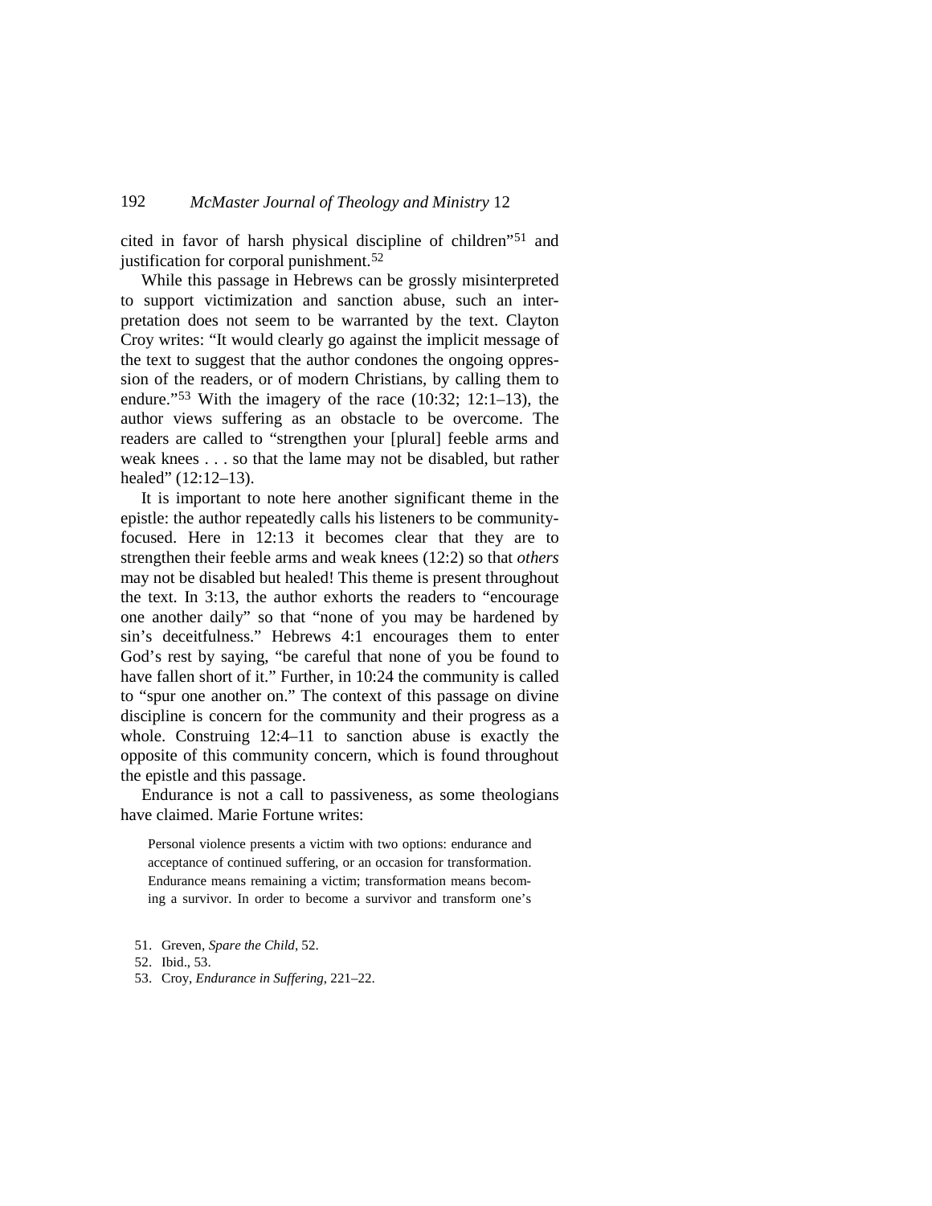cited in favor of harsh physical discipline of children"[51] and justification for corporal punishment.[52]

While this passage in Hebrews can be grossly misinterpreted to support victimization and sanction abuse, such an interpretation does not seem to be warranted by the text. Clayton Croy writes: "It would clearly go against the implicit message of the text to suggest that the author condones the ongoing oppression of the readers, or of modern Christians, by calling them to endure."[53] With the imagery of the race (10:32; 12:1–13), the author views suffering as an obstacle to be overcome. The readers are called to "strengthen your [plural] feeble arms and weak knees . . . so that the lame may not be disabled, but rather healed" (12:12–13).

It is important to note here another significant theme in the epistle: the author repeatedly calls his listeners to be community-focused. Here in 12:13 it becomes clear that they are to strengthen their feeble arms and weak knees (12:2) so that *others* may not be disabled but healed! This theme is present throughout the text. In 3:13, the author exhorts the readers to "encourage one another daily" so that "none of you may be hardened by sin's deceitfulness." Hebrews 4:1 encourages them to enter God's rest by saying, "be careful that none of you be found to have fallen short of it." Further, in 10:24 the community is called to "spur one another on." The context of this passage on divine discipline is concern for the community and their progress as a whole. Construing 12:4–11 to sanction abuse is exactly the opposite of this community concern, which is found throughout the epistle and this passage.

Endurance is not a call to passiveness, as some theologians have claimed. Marie Fortune writes:

> Personal violence presents a victim with two options: endurance and acceptance of continued suffering, or an occasion for transformation. Endurance means remaining a victim; transformation means becoming a survivor. In order to become a survivor and transform one's

51. Greven, *Spare the Child*, 52.
52. Ibid., 53.
53. Croy, *Endurance in Suffering*, 221–22.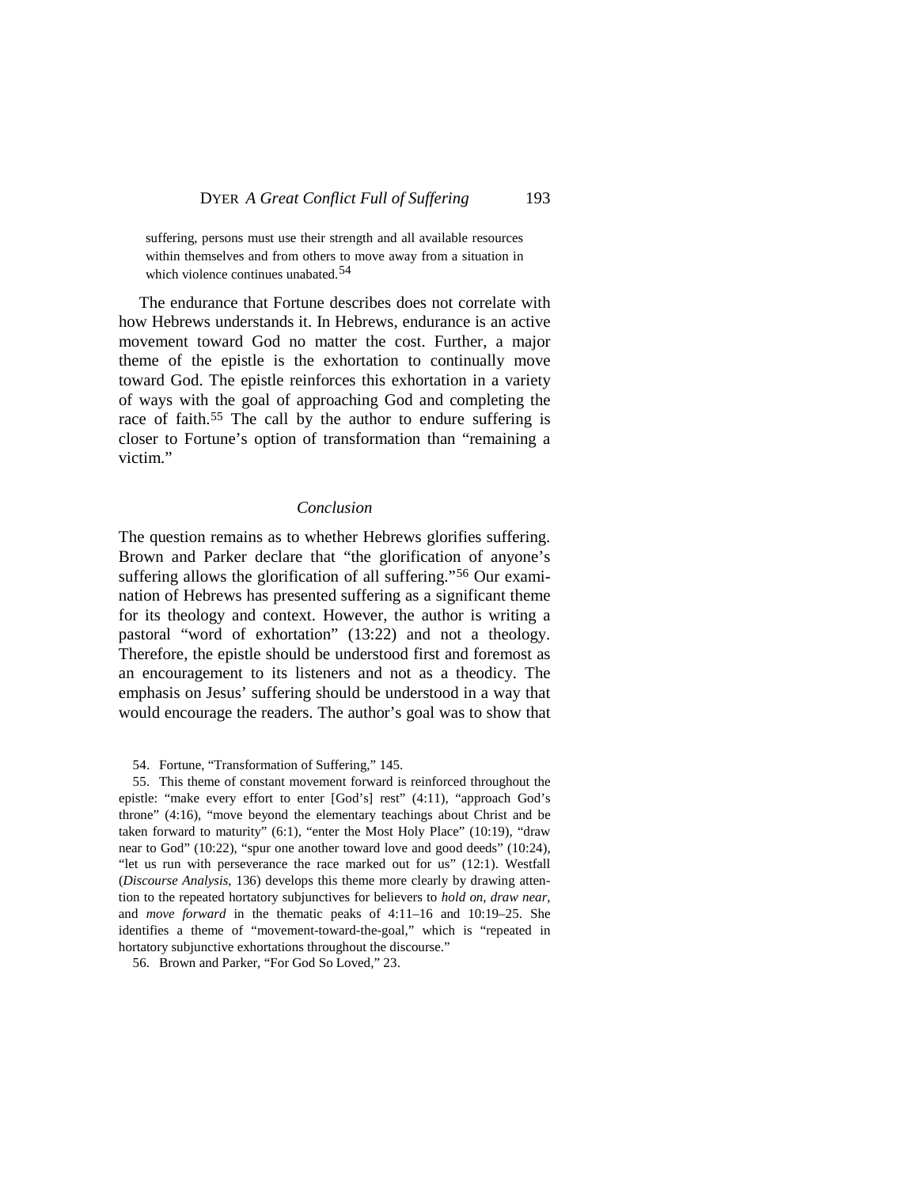> suffering, persons must use their strength and all available resources within themselves and from others to move away from a situation in which violence continues unabated.[54]

The endurance that Fortune describes does not correlate with how Hebrews understands it. In Hebrews, endurance is an active movement toward God no matter the cost. Further, a major theme of the epistle is the exhortation to continually move toward God. The epistle reinforces this exhortation in a variety of ways with the goal of approaching God and completing the race of faith.[55] The call by the author to endure suffering is closer to Fortune's option of transformation than "remaining a victim."

### *Conclusion*

The question remains as to whether Hebrews glorifies suffering. Brown and Parker declare that "the glorification of anyone's suffering allows the glorification of all suffering."[56] Our examination of Hebrews has presented suffering as a significant theme for its theology and context. However, the author is writing a pastoral "word of exhortation" (13:22) and not a theology. Therefore, the epistle should be understood first and foremost as an encouragement to its listeners and not as a theodicy. The emphasis on Jesus' suffering should be understood in a way that would encourage the readers. The author's goal was to show that

54. Fortune, "Transformation of Suffering," 145.

55. This theme of constant movement forward is reinforced throughout the epistle: "make every effort to enter [God's] rest" (4:11), "approach God's throne" (4:16), "move beyond the elementary teachings about Christ and be taken forward to maturity" (6:1), "enter the Most Holy Place" (10:19), "draw near to God" (10:22), "spur one another toward love and good deeds" (10:24), "let us run with perseverance the race marked out for us" (12:1). Westfall (*Discourse Analysis*, 136) develops this theme more clearly by drawing attention to the repeated hortatory subjunctives for believers to *hold on*, *draw near*, and *move forward* in the thematic peaks of 4:11–16 and 10:19–25. She identifies a theme of "movement-toward-the-goal," which is "repeated in hortatory subjunctive exhortations throughout the discourse."

56. Brown and Parker, "For God So Loved," 23.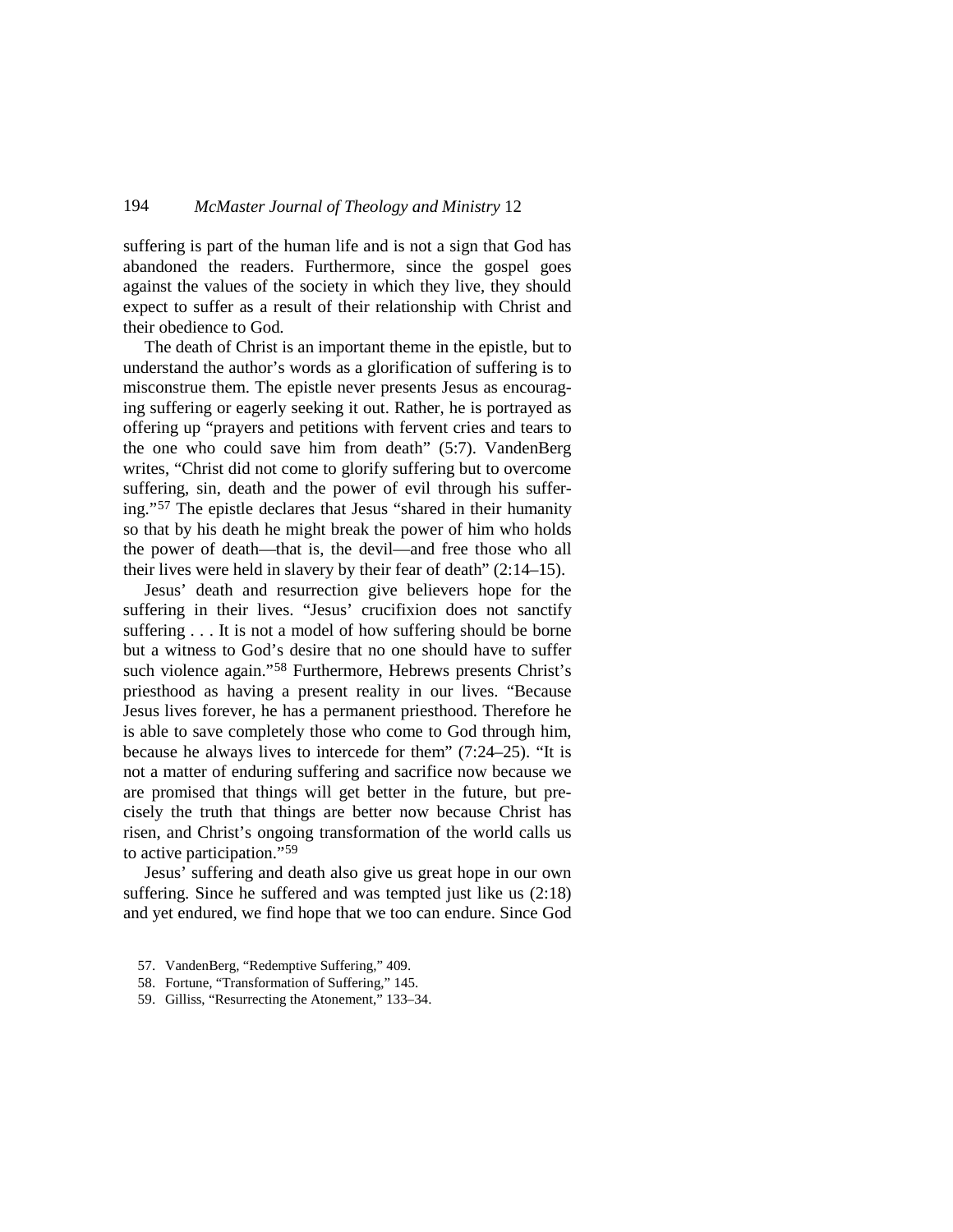suffering is part of the human life and is not a sign that God has abandoned the readers. Furthermore, since the gospel goes against the values of the society in which they live, they should expect to suffer as a result of their relationship with Christ and their obedience to God.

The death of Christ is an important theme in the epistle, but to understand the author's words as a glorification of suffering is to misconstrue them. The epistle never presents Jesus as encouraging suffering or eagerly seeking it out. Rather, he is portrayed as offering up "prayers and petitions with fervent cries and tears to the one who could save him from death" (5:7). VandenBerg writes, "Christ did not come to glorify suffering but to overcome suffering, sin, death and the power of evil through his suffering."[57] The epistle declares that Jesus "shared in their humanity so that by his death he might break the power of him who holds the power of death—that is, the devil—and free those who all their lives were held in slavery by their fear of death" (2:14–15).

Jesus' death and resurrection give believers hope for the suffering in their lives. "Jesus' crucifixion does not sanctify suffering . . . It is not a model of how suffering should be borne but a witness to God's desire that no one should have to suffer such violence again."[58] Furthermore, Hebrews presents Christ's priesthood as having a present reality in our lives. "Because Jesus lives forever, he has a permanent priesthood. Therefore he is able to save completely those who come to God through him, because he always lives to intercede for them" (7:24–25). "It is not a matter of enduring suffering and sacrifice now because we are promised that things will get better in the future, but precisely the truth that things are better now because Christ has risen, and Christ's ongoing transformation of the world calls us to active participation."[59]

Jesus' suffering and death also give us great hope in our own suffering. Since he suffered and was tempted just like us (2:18) and yet endured, we find hope that we too can endure. Since God

57. VandenBerg, "Redemptive Suffering," 409.
58. Fortune, "Transformation of Suffering," 145.
59. Gilliss, "Resurrecting the Atonement," 133–34.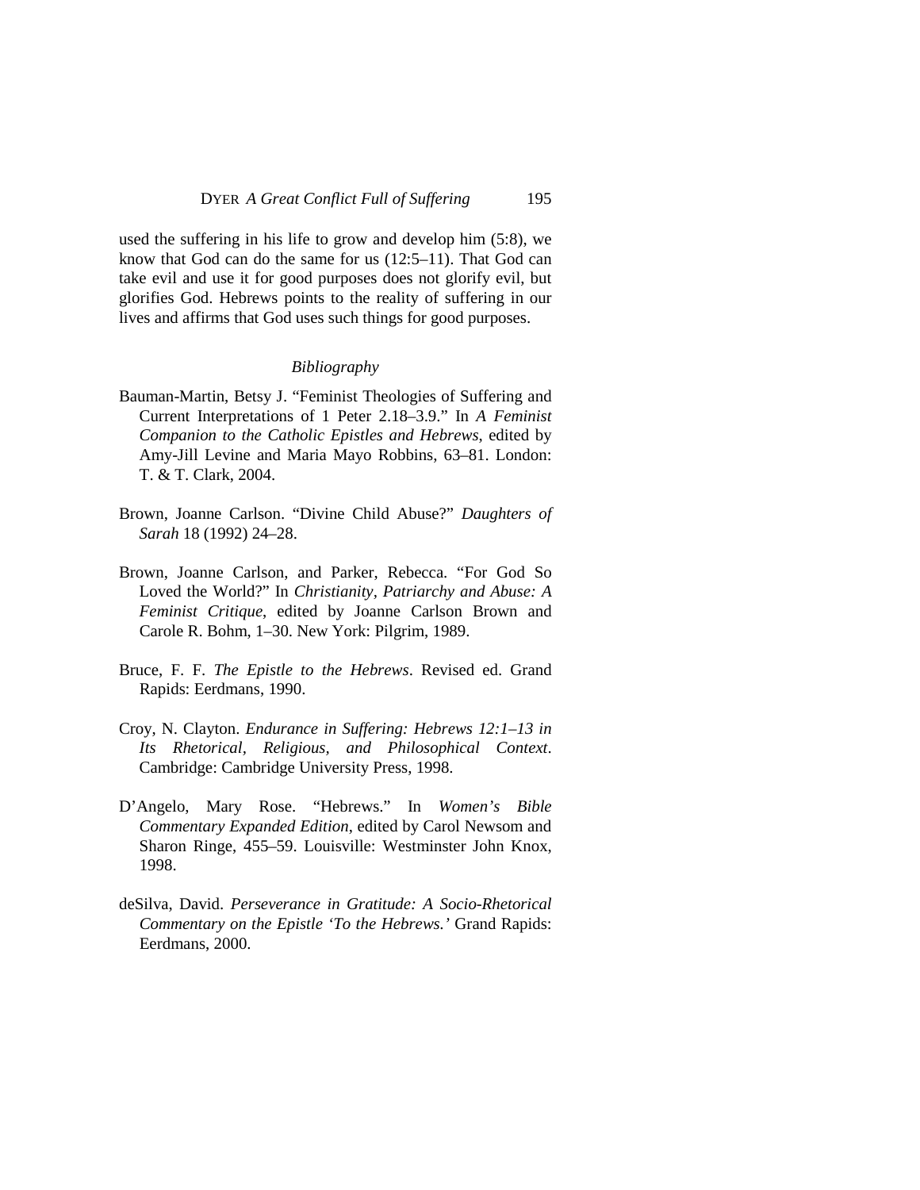used the suffering in his life to grow and develop him (5:8), we know that God can do the same for us (12:5–11). That God can take evil and use it for good purposes does not glorify evil, but glorifies God. Hebrews points to the reality of suffering in our lives and affirms that God uses such things for good purposes.

## *Bibliography*

Bauman-Martin, Betsy J. "Feminist Theologies of Suffering and Current Interpretations of 1 Peter 2.18–3.9." In *A Feminist Companion to the Catholic Epistles and Hebrews*, edited by Amy-Jill Levine and Maria Mayo Robbins, 63–81. London: T. & T. Clark, 2004.

Brown, Joanne Carlson. "Divine Child Abuse?" *Daughters of Sarah* 18 (1992) 24–28.

Brown, Joanne Carlson, and Parker, Rebecca. "For God So Loved the World?" In *Christianity, Patriarchy and Abuse: A Feminist Critique*, edited by Joanne Carlson Brown and Carole R. Bohm, 1–30. New York: Pilgrim, 1989.

Bruce, F. F. *The Epistle to the Hebrews*. Revised ed. Grand Rapids: Eerdmans, 1990.

Croy, N. Clayton. *Endurance in Suffering: Hebrews 12:1–13 in Its Rhetorical, Religious, and Philosophical Context*. Cambridge: Cambridge University Press, 1998.

D'Angelo, Mary Rose. "Hebrews." In *Women's Bible Commentary Expanded Edition*, edited by Carol Newsom and Sharon Ringe, 455–59. Louisville: Westminster John Knox, 1998.

deSilva, David. *Perseverance in Gratitude: A Socio-Rhetorical Commentary on the Epistle 'To the Hebrews.'* Grand Rapids: Eerdmans, 2000.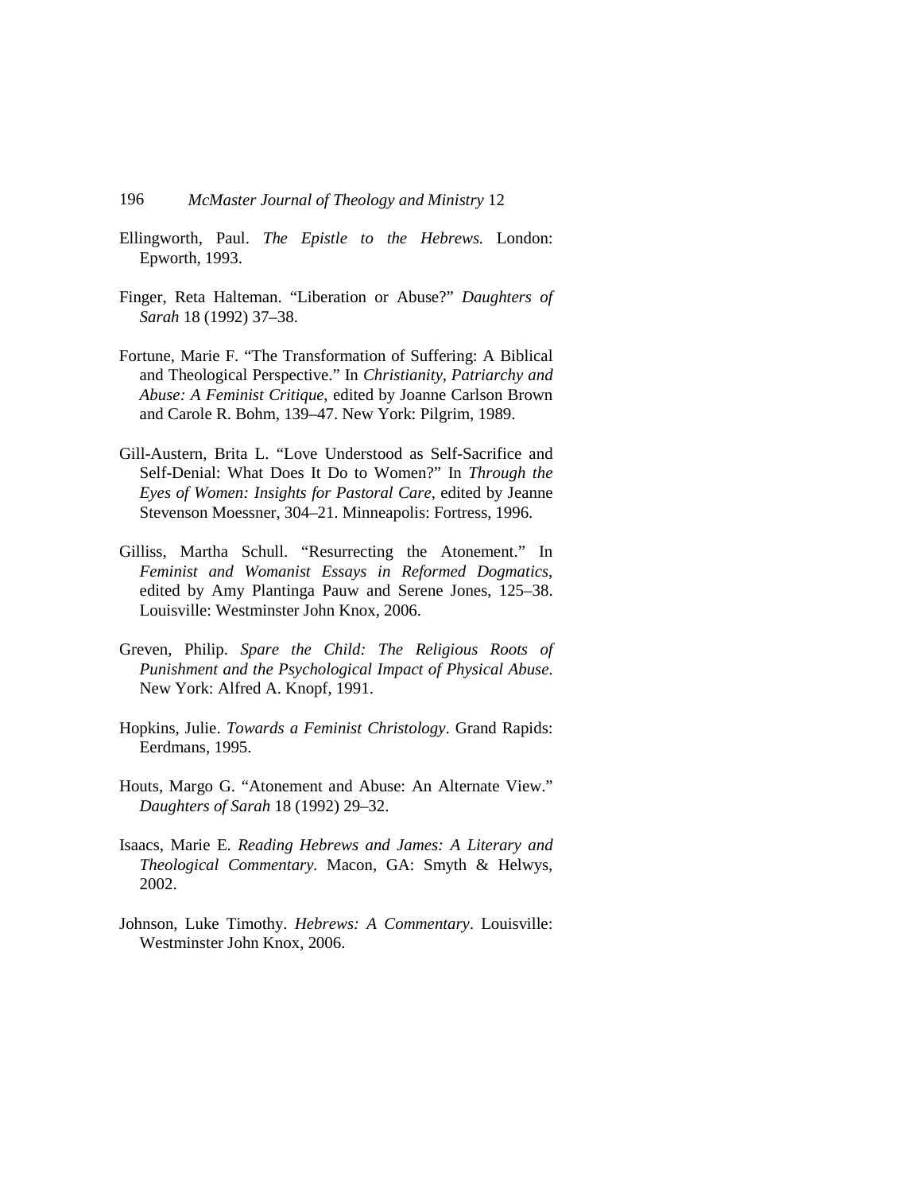Ellingworth, Paul. *The Epistle to the Hebrews.* London: Epworth, 1993.

Finger, Reta Halteman. "Liberation or Abuse?" *Daughters of Sarah* 18 (1992) 37–38.

Fortune, Marie F. "The Transformation of Suffering: A Biblical and Theological Perspective." In *Christianity, Patriarchy and Abuse: A Feminist Critique*, edited by Joanne Carlson Brown and Carole R. Bohm, 139–47. New York: Pilgrim, 1989.

Gill-Austern, Brita L. "Love Understood as Self-Sacrifice and Self-Denial: What Does It Do to Women?" In *Through the Eyes of Women: Insights for Pastoral Care*, edited by Jeanne Stevenson Moessner, 304–21. Minneapolis: Fortress, 1996.

Gilliss, Martha Schull. "Resurrecting the Atonement." In *Feminist and Womanist Essays in Reformed Dogmatics*, edited by Amy Plantinga Pauw and Serene Jones, 125–38. Louisville: Westminster John Knox, 2006.

Greven, Philip. *Spare the Child: The Religious Roots of Punishment and the Psychological Impact of Physical Abuse*. New York: Alfred A. Knopf, 1991.

Hopkins, Julie. *Towards a Feminist Christology*. Grand Rapids: Eerdmans, 1995.

Houts, Margo G. "Atonement and Abuse: An Alternate View." *Daughters of Sarah* 18 (1992) 29–32.

Isaacs, Marie E. *Reading Hebrews and James: A Literary and Theological Commentary*. Macon, GA: Smyth & Helwys, 2002.

Johnson, Luke Timothy. *Hebrews: A Commentary*. Louisville: Westminster John Knox, 2006.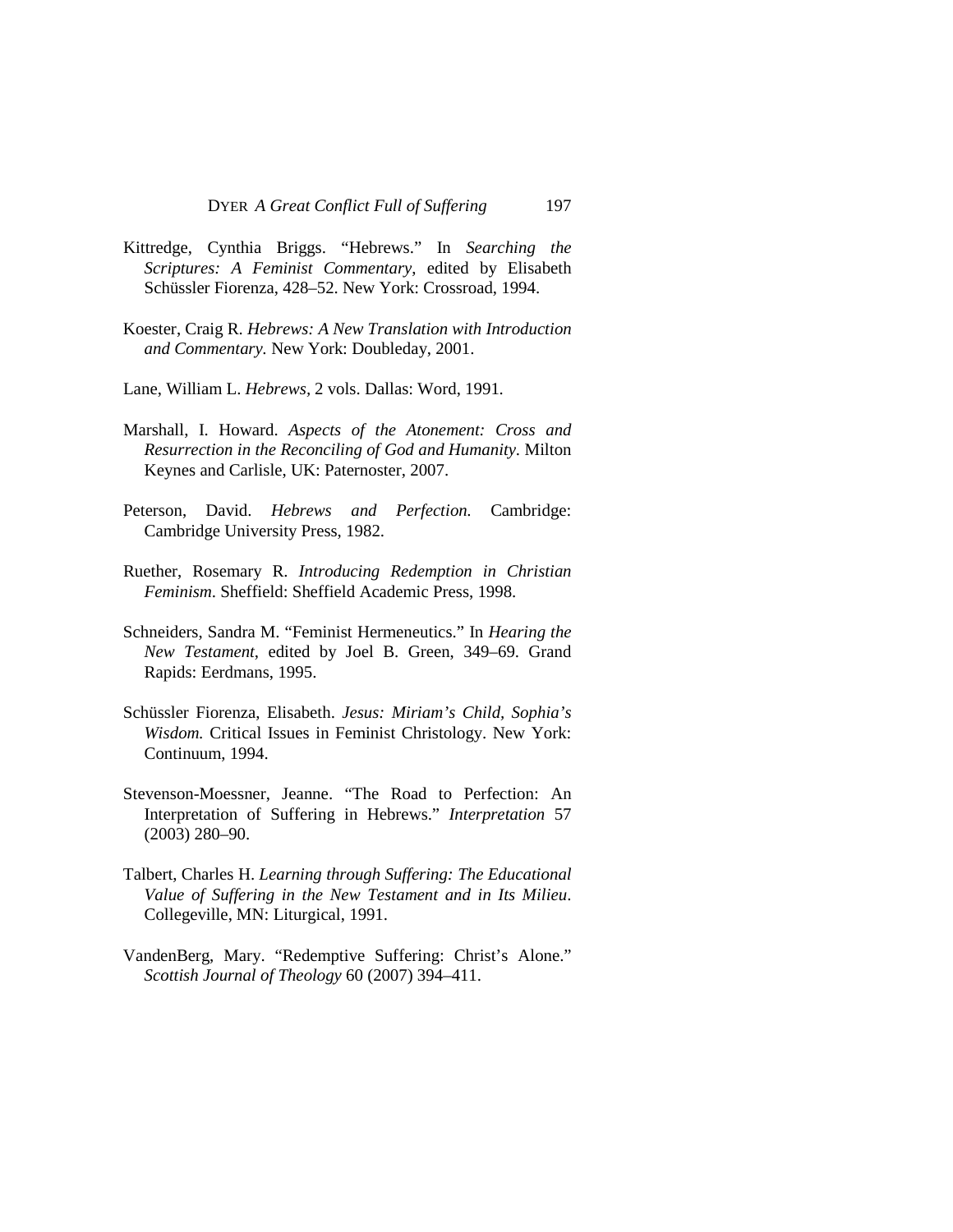Kittredge, Cynthia Briggs. "Hebrews." In *Searching the Scriptures: A Feminist Commentary*, edited by Elisabeth Schüssler Fiorenza, 428–52. New York: Crossroad, 1994.

Koester, Craig R. *Hebrews: A New Translation with Introduction and Commentary.* New York: Doubleday, 2001.

Lane, William L. *Hebrews*, 2 vols. Dallas: Word, 1991.

Marshall, I. Howard. *Aspects of the Atonement: Cross and Resurrection in the Reconciling of God and Humanity*. Milton Keynes and Carlisle, UK: Paternoster, 2007.

Peterson, David. *Hebrews and Perfection.* Cambridge: Cambridge University Press, 1982.

Ruether, Rosemary R. *Introducing Redemption in Christian Feminism*. Sheffield: Sheffield Academic Press, 1998.

Schneiders, Sandra M. "Feminist Hermeneutics." In *Hearing the New Testament*, edited by Joel B. Green, 349–69. Grand Rapids: Eerdmans, 1995.

Schüssler Fiorenza, Elisabeth. *Jesus: Miriam's Child, Sophia's Wisdom.* Critical Issues in Feminist Christology. New York: Continuum, 1994.

Stevenson-Moessner, Jeanne. "The Road to Perfection: An Interpretation of Suffering in Hebrews." *Interpretation* 57 (2003) 280–90.

Talbert, Charles H. *Learning through Suffering: The Educational Value of Suffering in the New Testament and in Its Milieu*. Collegeville, MN: Liturgical, 1991.

VandenBerg, Mary. "Redemptive Suffering: Christ's Alone." *Scottish Journal of Theology* 60 (2007) 394–411.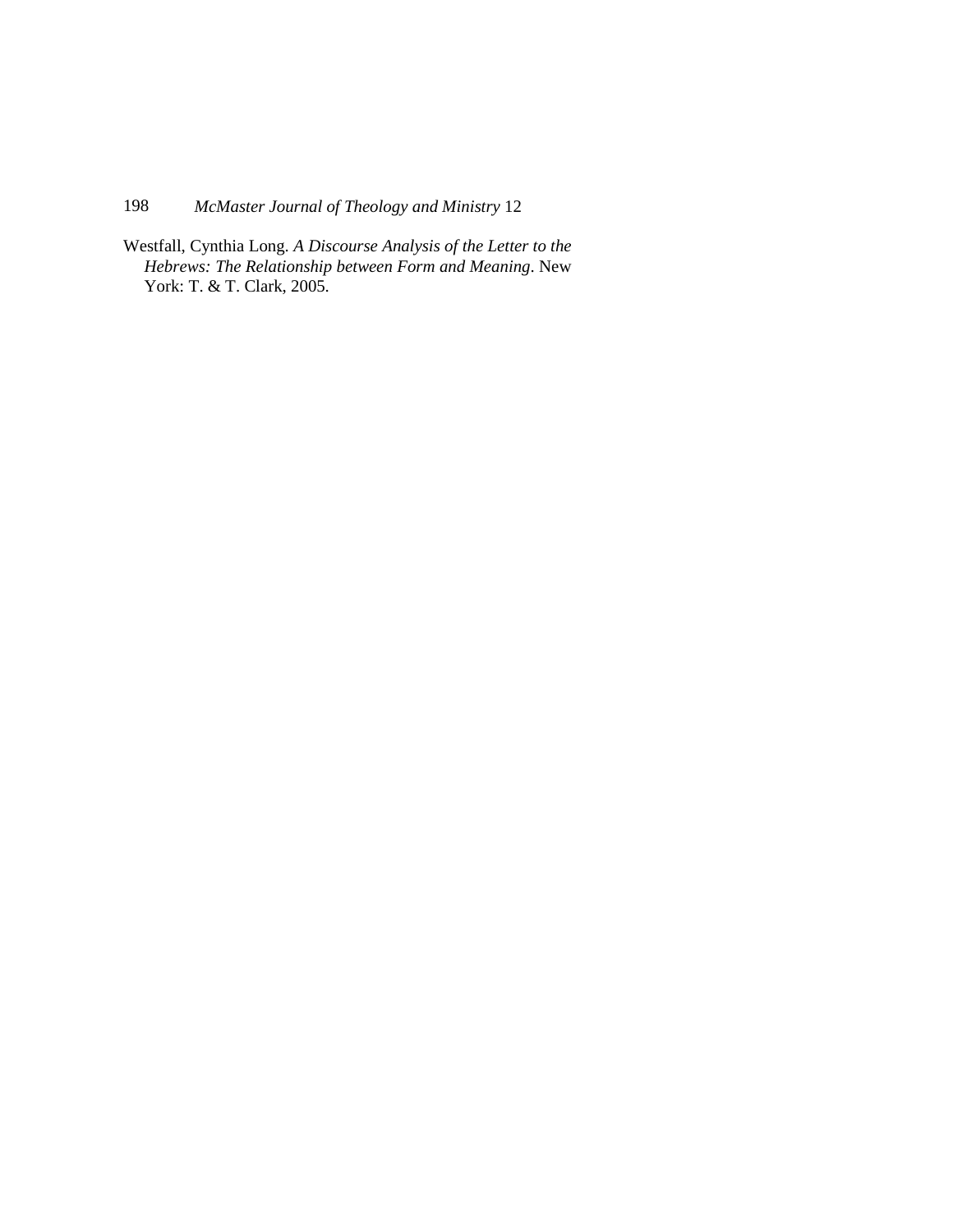Westfall, Cynthia Long. *A Discourse Analysis of the Letter to the Hebrews: The Relationship between Form and Meaning*. New York: T. & T. Clark, 2005.